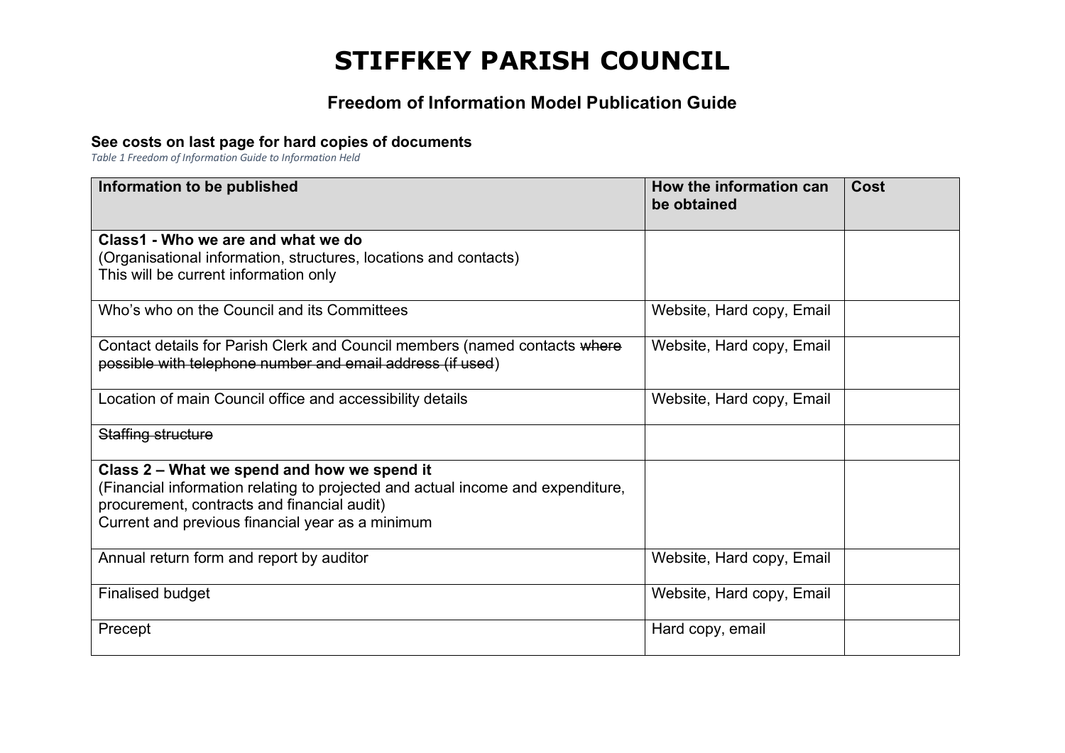# STIFFKEY PARISH COUNCIL

## Freedom of Information Model Publication Guide

**See costs on last page for hard copies of documents**

*Table 1 Freedom of Information Guide to Information Held*

| Information to be published | How the information can be obtained | Cost |
|---|---|---|
| **Class1 - Who we are and what we do**<br>(Organisational information, structures, locations and contacts)<br>This will be current information only | | |
| Who's who on the Council and its Committees | Website, Hard copy, Email | |
| Contact details for Parish Clerk and Council members (named contacts ~~where possible with telephone number and email address (if used~~) | Website, Hard copy, Email | |
| Location of main Council office and accessibility details | Website, Hard copy, Email | |
| ~~Staffing structure~~ | | |
| **Class 2 – What we spend and how we spend it**<br>(Financial information relating to projected and actual income and expenditure, procurement, contracts and financial audit)<br>Current and previous financial year as a minimum | | |
| Annual return form and report by auditor | Website, Hard copy, Email | |
| Finalised budget | Website, Hard copy, Email | |
| Precept | Hard copy, email | |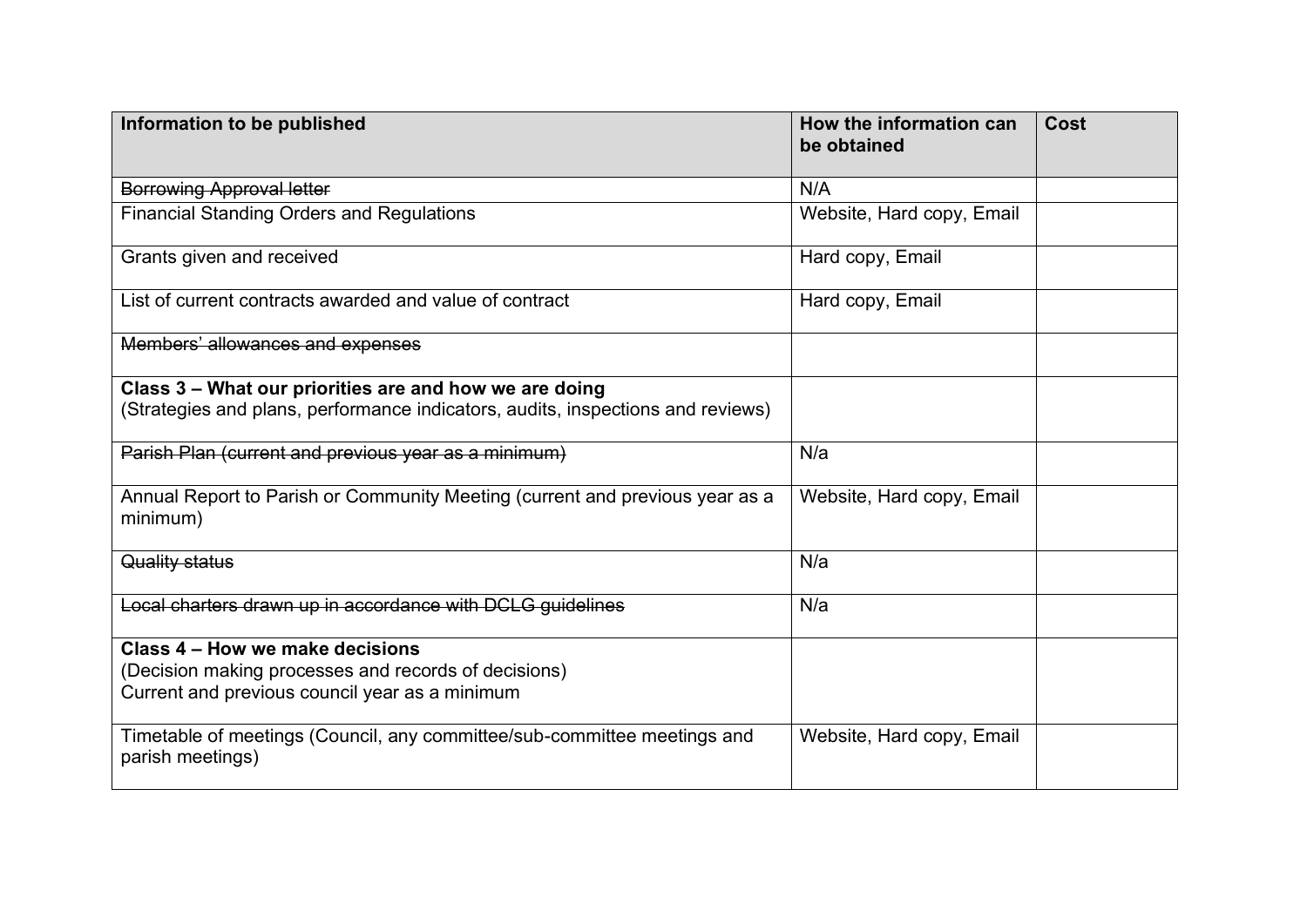| Information to be published | How the information can be obtained | Cost |
|---|---|---|
| ~~Borrowing Approval letter~~ | N/A | |
| Financial Standing Orders and Regulations | Website, Hard copy, Email | |
| Grants given and received | Hard copy, Email | |
| List of current contracts awarded and value of contract | Hard copy, Email | |
| ~~Members' allowances and expenses~~ | | |
| **Class 3 – What our priorities are and how we are doing**<br>(Strategies and plans, performance indicators, audits, inspections and reviews) | | |
| ~~Parish Plan (current and previous year as a minimum)~~ | N/a | |
| Annual Report to Parish or Community Meeting (current and previous year as a minimum) | Website, Hard copy, Email | |
| ~~Quality status~~ | N/a | |
| ~~Local charters drawn up in accordance with DCLG guidelines~~ | N/a | |
| **Class 4 – How we make decisions**<br>(Decision making processes and records of decisions)<br>Current and previous council year as a minimum | | |
| Timetable of meetings (Council, any committee/sub-committee meetings and parish meetings) | Website, Hard copy, Email | |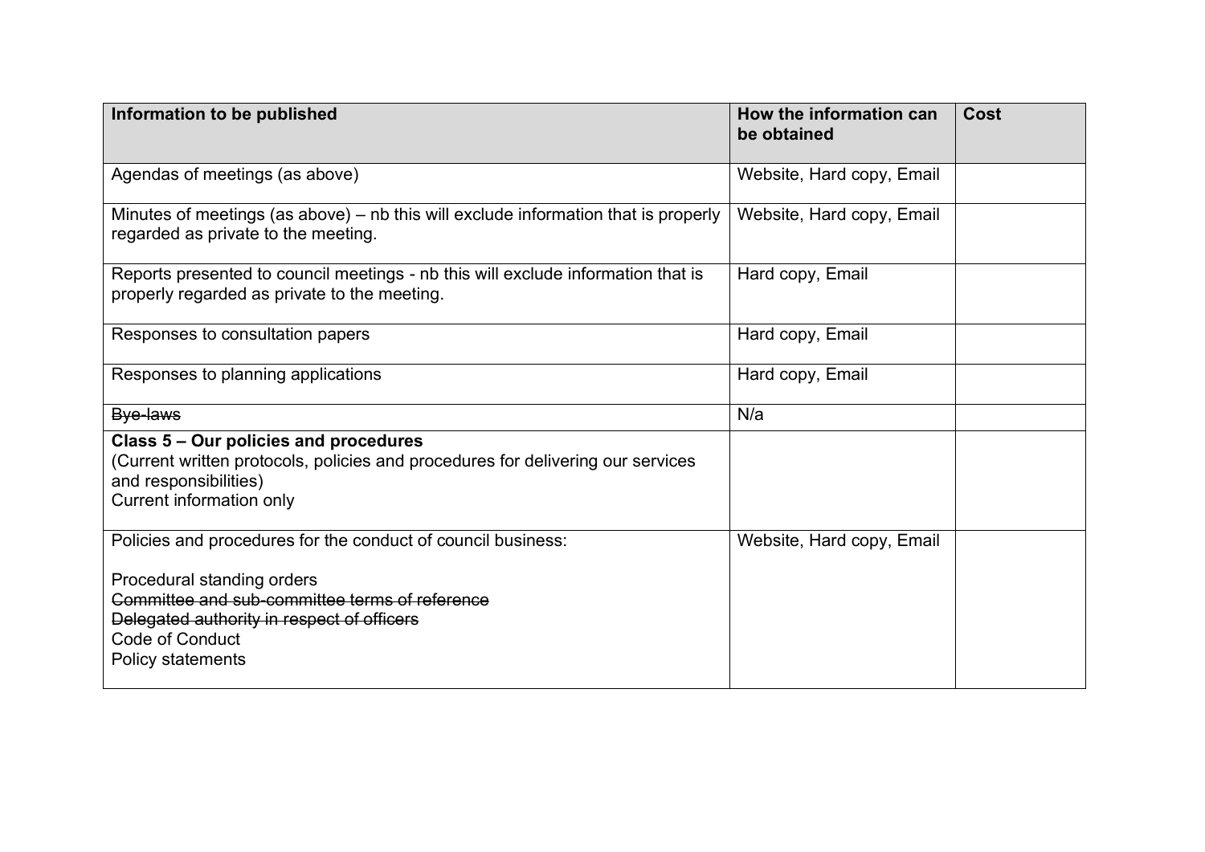| Information to be published | How the information can be obtained | Cost |
|---|---|---|
| Agendas of meetings (as above) | Website, Hard copy, Email | |
| Minutes of meetings (as above) – nb this will exclude information that is properly regarded as private to the meeting. | Website, Hard copy, Email | |
| Reports presented to council meetings - nb this will exclude information that is properly regarded as private to the meeting. | Hard copy, Email | |
| Responses to consultation papers | Hard copy, Email | |
| Responses to planning applications | Hard copy, Email | |
| ~~Bye-laws~~ | N/a | |
| **Class 5 – Our policies and procedures**<br>(Current written protocols, policies and procedures for delivering our services and responsibilities)<br>Current information only | | |
| Policies and procedures for the conduct of council business:<br><br>Procedural standing orders<br>~~Committee and sub-committee terms of reference~~<br>~~Delegated authority in respect of officers~~<br>Code of Conduct<br>Policy statements | Website, Hard copy, Email | |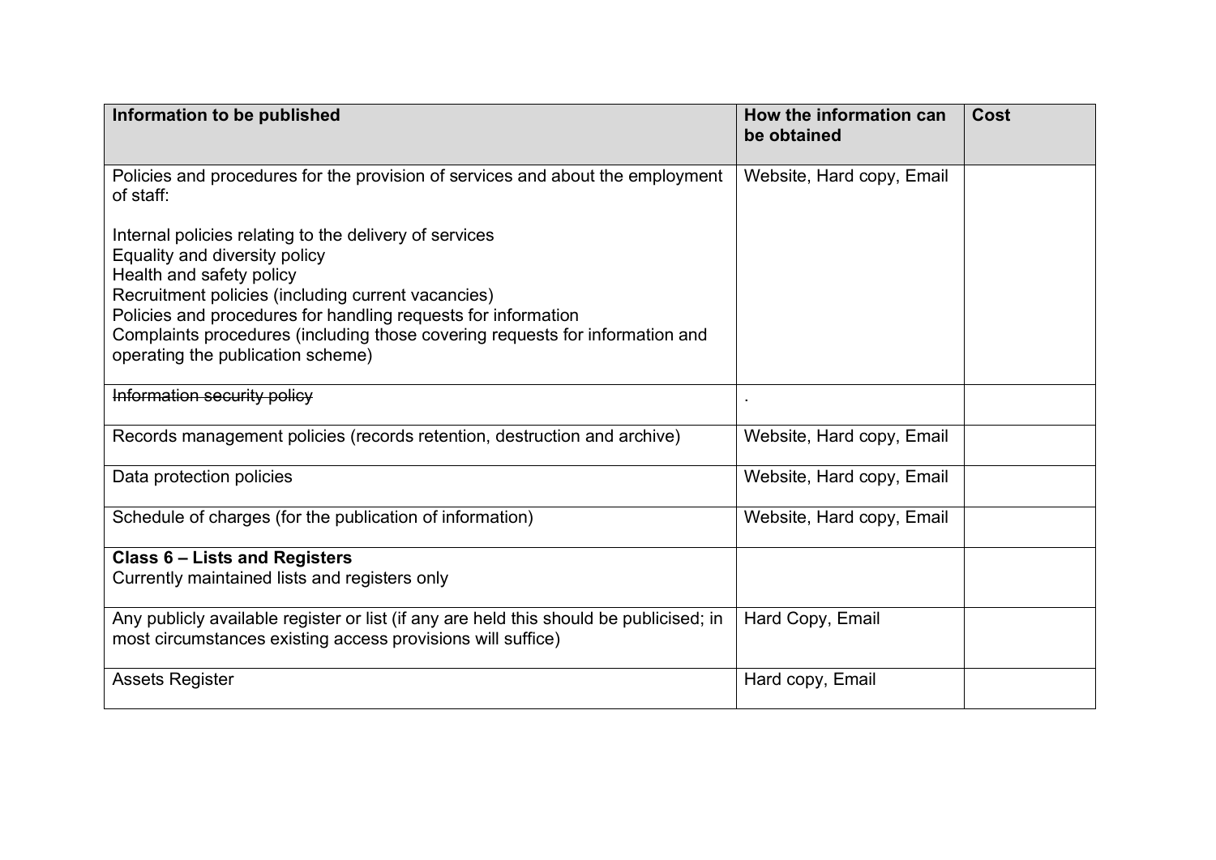| Information to be published | How the information can be obtained | Cost |
|---|---|---|
| Policies and procedures for the provision of services and about the employment of staff:<br><br>Internal policies relating to the delivery of services<br>Equality and diversity policy<br>Health and safety policy<br>Recruitment policies (including current vacancies)<br>Policies and procedures for handling requests for information<br>Complaints procedures (including those covering requests for information and operating the publication scheme) | Website, Hard copy, Email | |
| ~~Information security policy~~ | . | |
| Records management policies (records retention, destruction and archive) | Website, Hard copy, Email | |
| Data protection policies | Website, Hard copy, Email | |
| Schedule of charges (for the publication of information) | Website, Hard copy, Email | |
| **Class 6 – Lists and Registers**<br>Currently maintained lists and registers only | | |
| Any publicly available register or list (if any are held this should be publicised; in most circumstances existing access provisions will suffice) | Hard Copy, Email | |
| Assets Register | Hard copy, Email | |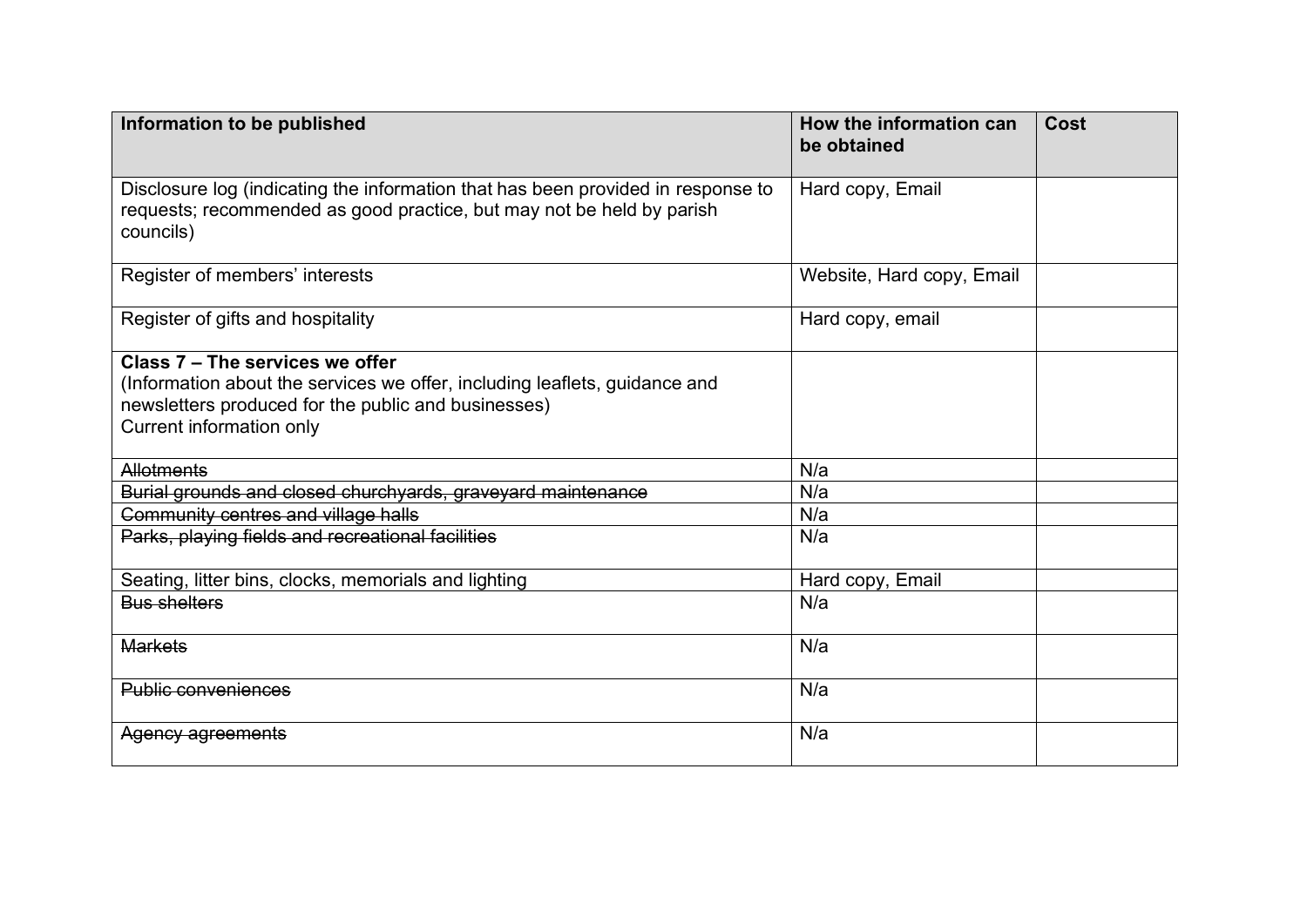| Information to be published | How the information can be obtained | Cost |
|---|---|---|
| Disclosure log (indicating the information that has been provided in response to requests; recommended as good practice, but may not be held by parish councils) | Hard copy, Email | |
| Register of members' interests | Website, Hard copy, Email | |
| Register of gifts and hospitality | Hard copy, email | |
| **Class 7 – The services we offer**<br>(Information about the services we offer, including leaflets, guidance and newsletters produced for the public and businesses)<br>Current information only | | |
| ~~Allotments~~ | N/a | |
| ~~Burial grounds and closed churchyards, graveyard maintenance~~ | N/a | |
| ~~Community centres and village halls~~ | N/a | |
| ~~Parks, playing fields and recreational facilities~~ | N/a | |
| Seating, litter bins, clocks, memorials and lighting | Hard copy, Email | |
| ~~Bus shelters~~ | N/a | |
| ~~Markets~~ | N/a | |
| ~~Public conveniences~~ | N/a | |
| ~~Agency agreements~~ | N/a | |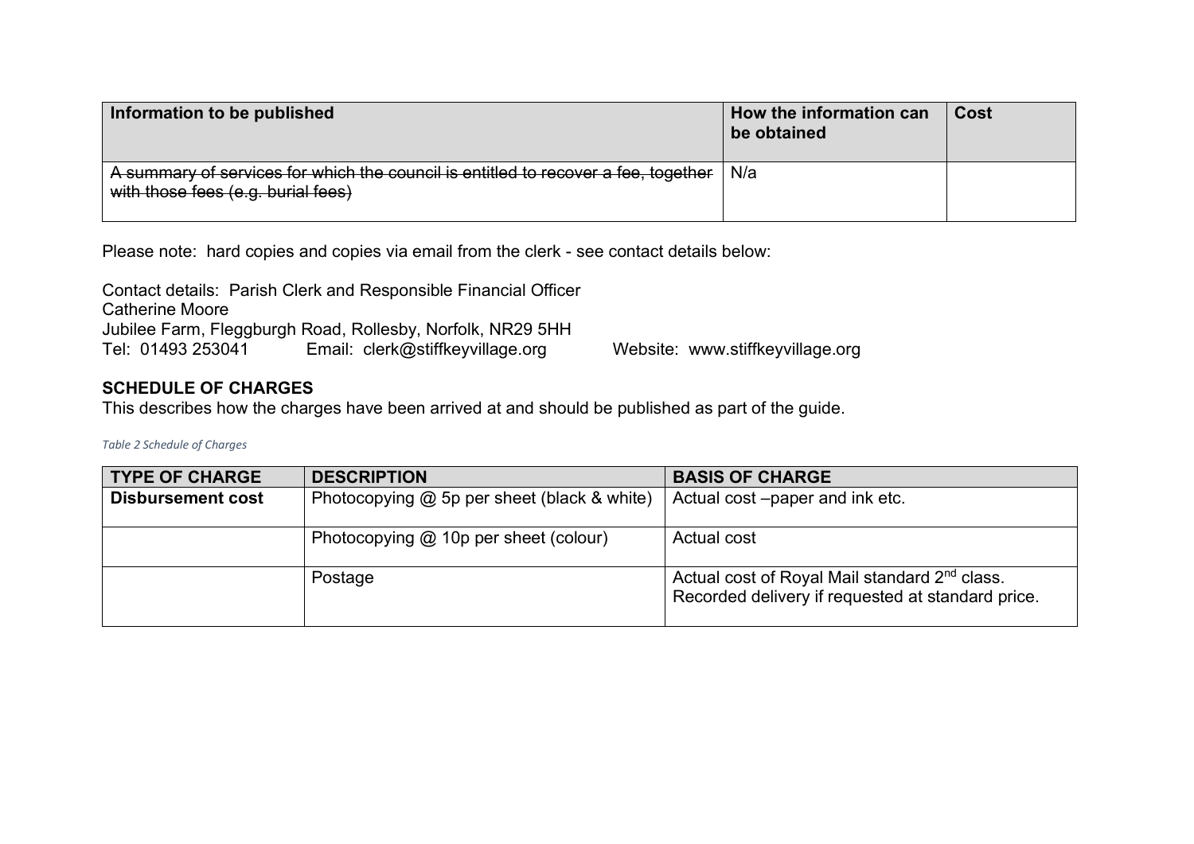| Information to be published | How the information can be obtained | Cost |
|---|---|---|
| ~~A summary of services for which the council is entitled to recover a fee, together with those fees (e.g. burial fees)~~ | N/a | |

Please note: hard copies and copies via email from the clerk - see contact details below:

Contact details: Parish Clerk and Responsible Financial Officer
Catherine Moore
Jubilee Farm, Fleggburgh Road, Rollesby, Norfolk, NR29 5HH
Tel: 01493 253041 Email: clerk@stiffkeyvillage.org Website: www.stiffkeyvillage.org

**SCHEDULE OF CHARGES**

This describes how the charges have been arrived at and should be published as part of the guide.

*Table 2 Schedule of Charges*

| TYPE OF CHARGE | DESCRIPTION | BASIS OF CHARGE |
|---|---|---|
| **Disbursement cost** | Photocopying @ 5p per sheet (black & white) | Actual cost –paper and ink etc. |
| | Photocopying @ 10p per sheet (colour) | Actual cost |
| | Postage | Actual cost of Royal Mail standard 2nd class. Recorded delivery if requested at standard price. |